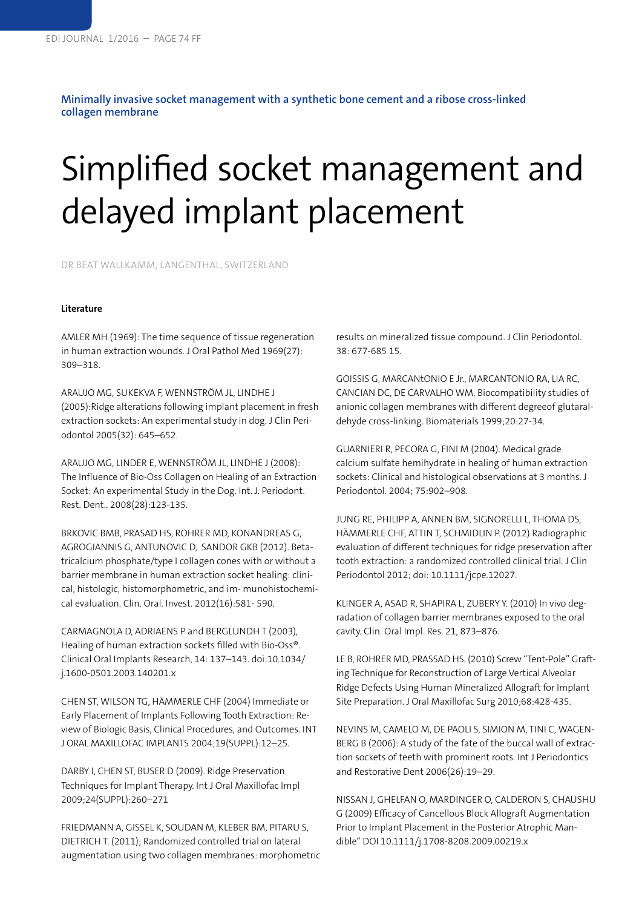**Minimally invasive socket management with a synthetic bone cement and a ribose cross-linked collagen membrane**

# Simplified socket management and delayed implant placement

DR BEAT WALLKAMM, LANGENTHAL, SWITZERLAND

### Literature

AMLER MH (1969): The time sequence of tissue regeneration in human extraction wounds. J Oral Pathol Med 1969(27): 309–318.

ARAUJO MG, SUKEKVA F, WENNSTRÖM JL, LINDHE J (2005):Ridge alterations following implant placement in fresh extraction sockets: An experimental study in dog. J Clin Periodontol 2005(32): 645–652.

ARAUJO MG, LINDER E, WENNSTRÖM JL, LINDHE J (2008): The Influence of Bio-Oss Collagen on Healing of an Extraction Socket: An experimental Study in the Dog. Int. J. Periodont. Rest. Dent.. 2008(28):123-135.

BRKOVIC BMB, PRASAD HS, ROHRER MD, KONANDREAS G, AGROGIANNIS G, ANTUNOVIC D, SANDOR GKB (2012). Beta-tricalcium phosphate/type I collagen cones with or without a barrier membrane in human extraction socket healing: clinical, histologic, histomorphometric, and im- munohistochemical evaluation. Clin. Oral. Invest. 2012(16):581- 590.

CARMAGNOLA D, ADRIAENS P and BERGLUNDH T (2003), Healing of human extraction sockets filled with Bio-Oss®. Clinical Oral Implants Research, 14: 137–143. doi:10.1034/j.1600-0501.2003.140201.x

CHEN ST, WILSON TG, HÄMMERLE CHF (2004) Immediate or Early Placement of Implants Following Tooth Extraction: Review of Biologic Basis, Clinical Procedures, and Outcomes. INT J ORAL MAXILLOFAC IMPLANTS 2004;19(SUPPL):12–25.

DARBY I, CHEN ST, BUSER D (2009). Ridge Preservation Techniques for Implant Therapy. Int J Oral Maxillofac Impl 2009;24(SUPPL):260–271

FRIEDMANN A, GISSEL K, SOUDAN M, KLEBER BM, PITARU S, DIETRICH T. (2011); Randomized controlled trial on lateral augmentation using two collagen membranes: morphometric results on mineralized tissue compound. J Clin Periodontol. 38: 677-685 15.

GOISSIS G, MARCANtONIO E Jr., MARCANTONIO RA, LIA RC, CANCIAN DC, DE CARVALHO WM. Biocompatibility studies of anionic collagen membranes with different degreeof glutaraldehyde cross-linking. Biomaterials 1999;20:27-34.

GUARNIERI R, PECORA G, FINI M (2004). Medical grade calcium sulfate hemihydrate in healing of human extraction sockets: Clinical and histological observations at 3 months. J Periodontol. 2004; 75:902–908.

JUNG RE, PHILIPP A, ANNEN BM, SIGNORELLI L, THOMA DS, HÄMMERLE CHF, ATTIN T, SCHMIDLIN P. (2012) Radiographic evaluation of different techniques for ridge preservation after tooth extraction: a randomized controlled clinical trial. J Clin Periodontol 2012; doi: 10.1111/jcpe.12027.

KLINGER A, ASAD R, SHAPIRA L, ZUBERY Y. (2010) In vivo degradation of collagen barrier membranes exposed to the oral cavity. Clin. Oral Impl. Res. 21, 873–876.

LE B, ROHRER MD, PRASSAD HS. (2010) Screw "Tent-Pole" Grafting Technique for Reconstruction of Large Vertical Alveolar Ridge Defects Using Human Mineralized Allograft for Implant Site Preparation. J Oral Maxillofac Surg 2010;68:428-435.

NEVINS M, CAMELO M, DE PAOLI S, SIMION M, TINI C, WAGENBERG B (2006): A study of the fate of the buccal wall of extraction sockets of teeth with prominent roots. Int J Periodontics and Restorative Dent 2006(26):19–29.

NISSAN J, GHELFAN O, MARDINGER O, CALDERON S, CHAUSHU G (2009) Efficacy of Cancellous Block Allograft Augmentation Prior to Implant Placement in the Posterior Atrophic Mandible" DOI 10.1111/j.1708-8208.2009.00219.x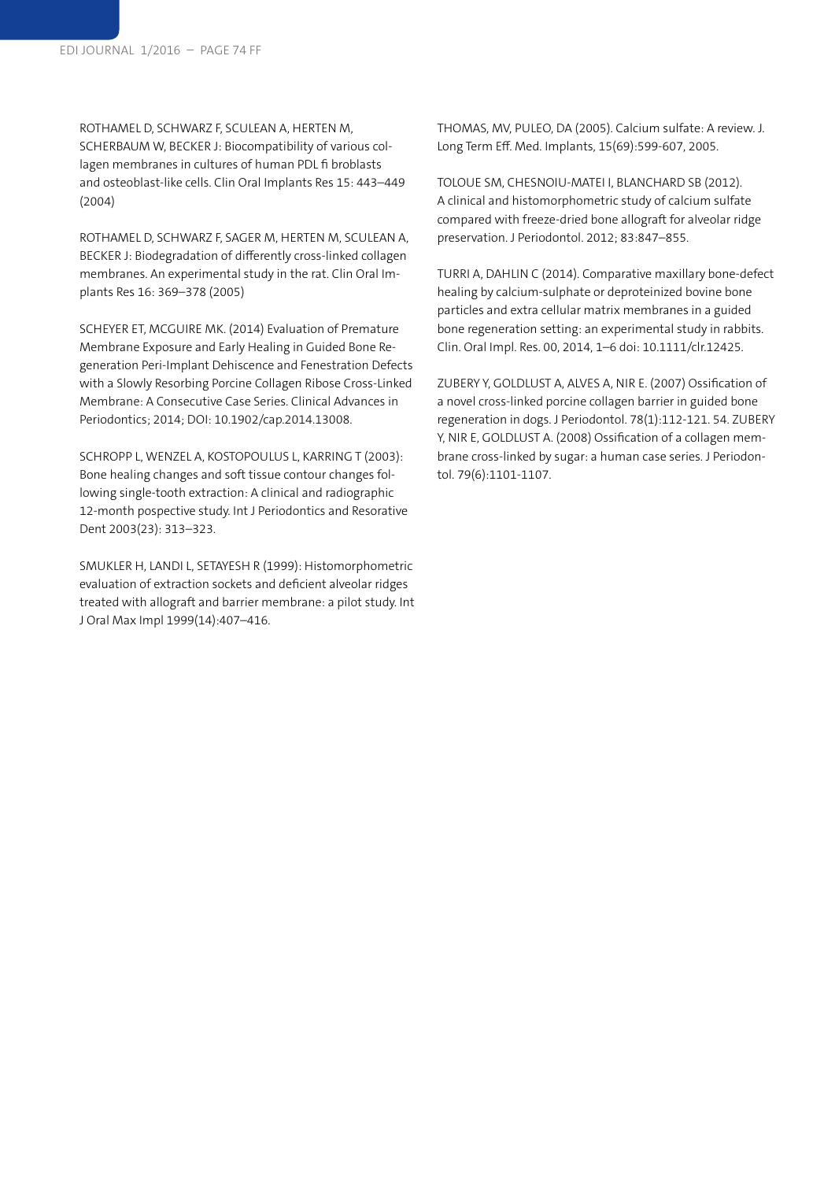ROTHAMEL D, SCHWARZ F, SCULEAN A, HERTEN M, SCHERBAUM W, BECKER J: Biocompatibility of various collagen membranes in cultures of human PDL fi broblasts and osteoblast-like cells. Clin Oral Implants Res 15: 443–449 (2004)

ROTHAMEL D, SCHWARZ F, SAGER M, HERTEN M, SCULEAN A, BECKER J: Biodegradation of differently cross-linked collagen membranes. An experimental study in the rat. Clin Oral Implants Res 16: 369–378 (2005)

SCHEYER ET, MCGUIRE MK. (2014) Evaluation of Premature Membrane Exposure and Early Healing in Guided Bone Regeneration Peri-Implant Dehiscence and Fenestration Defects with a Slowly Resorbing Porcine Collagen Ribose Cross-Linked Membrane: A Consecutive Case Series. Clinical Advances in Periodontics; 2014; DOI: 10.1902/cap.2014.13008.

SCHROPP L, WENZEL A, KOSTOPOULUS L, KARRING T (2003): Bone healing changes and soft tissue contour changes following single-tooth extraction: A clinical and radiographic 12-month pospective study. Int J Periodontics and Resorative Dent 2003(23): 313–323.

SMUKLER H, LANDI L, SETAYESH R (1999): Histomorphometric evaluation of extraction sockets and deficient alveolar ridges treated with allograft and barrier membrane: a pilot study. Int J Oral Max Impl 1999(14):407–416.

THOMAS, MV, PULEO, DA (2005). Calcium sulfate: A review. J. Long Term Eff. Med. Implants, 15(69):599-607, 2005.

TOLOUE SM, CHESNOIU-MATEI I, BLANCHARD SB (2012). A clinical and histomorphometric study of calcium sulfate compared with freeze-dried bone allograft for alveolar ridge preservation. J Periodontol. 2012; 83:847–855.

TURRI A, DAHLIN C (2014). Comparative maxillary bone-defect healing by calcium-sulphate or deproteinized bovine bone particles and extra cellular matrix membranes in a guided bone regeneration setting: an experimental study in rabbits. Clin. Oral Impl. Res. 00, 2014, 1–6 doi: 10.1111/clr.12425.

ZUBERY Y, GOLDLUST A, ALVES A, NIR E. (2007) Ossification of a novel cross-linked porcine collagen barrier in guided bone regeneration in dogs. J Periodontol. 78(1):112-121. 54. ZUBERY Y, NIR E, GOLDLUST A. (2008) Ossification of a collagen membrane cross-linked by sugar: a human case series. J Periodontol. 79(6):1101-1107.